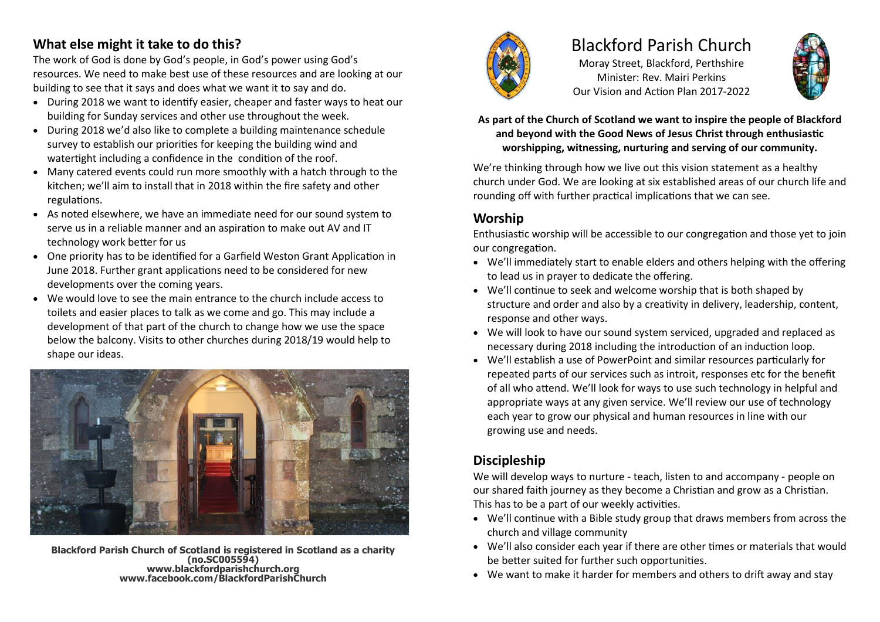# Blackford Parish Church

Moray Street, Blackford, Perthshire
Minister: Rev. Mairi Perkins
Our Vision and Action Plan 2017-2022

**As part of the Church of Scotland we want to inspire the people of Blackford and beyond with the Good News of Jesus Christ through enthusiastic worshipping, witnessing, nurturing and serving of our community.**

We're thinking through how we live out this vision statement as a healthy church under God. We are looking at six established areas of our church life and rounding off with further practical implications that we can see.

## Worship

Enthusiastic worship will be accessible to our congregation and those yet to join our congregation.

- We'll immediately start to enable elders and others helping with the offering to lead us in prayer to dedicate the offering.
- We'll continue to seek and welcome worship that is both shaped by structure and order and also by a creativity in delivery, leadership, content, response and other ways.
- We will look to have our sound system serviced, upgraded and replaced as necessary during 2018 including the introduction of an induction loop.
- We'll establish a use of PowerPoint and similar resources particularly for repeated parts of our services such as introit, responses etc for the benefit of all who attend. We'll look for ways to use such technology in helpful and appropriate ways at any given service. We'll review our use of technology each year to grow our physical and human resources in line with our growing use and needs.

## Discipleship

We will develop ways to nurture - teach, listen to and accompany - people on our shared faith journey as they become a Christian and grow as a Christian. This has to be a part of our weekly activities.

- We'll continue with a Bible study group that draws members from across the church and village community
- We'll also consider each year if there are other times or materials that would be better suited for further such opportunities.
- We want to make it harder for members and others to drift away and stay

## What else might it take to do this?

The work of God is done by God's people, in God's power using God's resources. We need to make best use of these resources and are looking at our building to see that it says and does what we want it to say and do.

- During 2018 we want to identify easier, cheaper and faster ways to heat our building for Sunday services and other use throughout the week.
- During 2018 we'd also like to complete a building maintenance schedule survey to establish our priorities for keeping the building wind and watertight including a confidence in the condition of the roof.
- Many catered events could run more smoothly with a hatch through to the kitchen; we'll aim to install that in 2018 within the fire safety and other regulations.
- As noted elsewhere, we have an immediate need for our sound system to serve us in a reliable manner and an aspiration to make out AV and IT technology work better for us
- One priority has to be identified for a Garfield Weston Grant Application in June 2018. Further grant applications need to be considered for new developments over the coming years.
- We would love to see the main entrance to the church include access to toilets and easier places to talk as we come and go. This may include a development of that part of the church to change how we use the space below the balcony. Visits to other churches during 2018/19 would help to shape our ideas.

**Blackford Parish Church of Scotland is registered in Scotland as a charity (no.SC005594)**
**www.blackfordparishchurch.org**
**www.facebook.com/BlackfordParishChurch**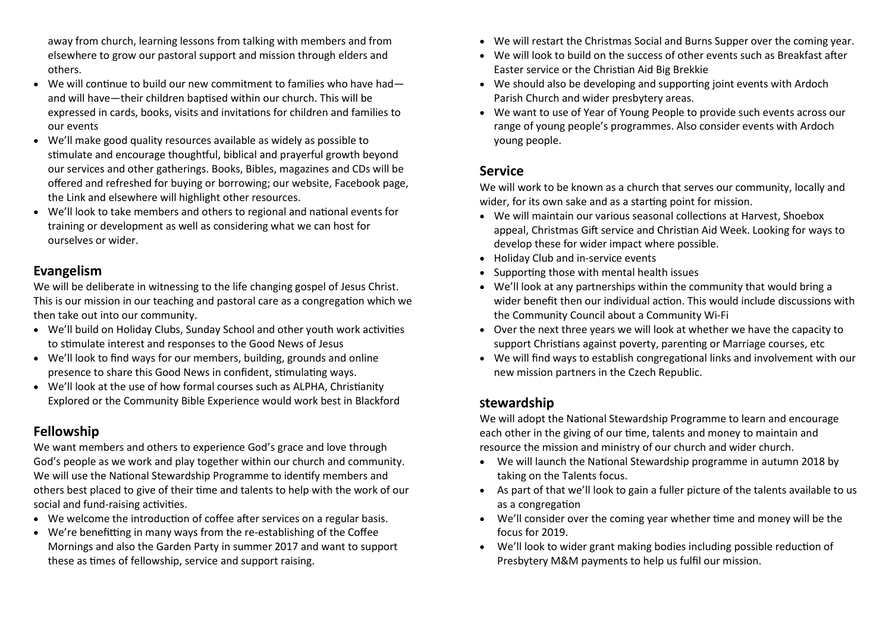away from church, learning lessons from talking with members and from elsewhere to grow our pastoral support and mission through elders and others.

- We will continue to build our new commitment to families who have had—and will have—their children baptised within our church. This will be expressed in cards, books, visits and invitations for children and families to our events
- We'll make good quality resources available as widely as possible to stimulate and encourage thoughtful, biblical and prayerful growth beyond our services and other gatherings. Books, Bibles, magazines and CDs will be offered and refreshed for buying or borrowing; our website, Facebook page, the Link and elsewhere will highlight other resources.
- We'll look to take members and others to regional and national events for training or development as well as considering what we can host for ourselves or wider.

## Evangelism

We will be deliberate in witnessing to the life changing gospel of Jesus Christ. This is our mission in our teaching and pastoral care as a congregation which we then take out into our community.

- We'll build on Holiday Clubs, Sunday School and other youth work activities to stimulate interest and responses to the Good News of Jesus
- We'll look to find ways for our members, building, grounds and online presence to share this Good News in confident, stimulating ways.
- We'll look at the use of how formal courses such as ALPHA, Christianity Explored or the Community Bible Experience would work best in Blackford

## Fellowship

We want members and others to experience God's grace and love through God's people as we work and play together within our church and community. We will use the National Stewardship Programme to identify members and others best placed to give of their time and talents to help with the work of our social and fund-raising activities.

- We welcome the introduction of coffee after services on a regular basis.
- We're benefitting in many ways from the re-establishing of the Coffee Mornings and also the Garden Party in summer 2017 and want to support these as times of fellowship, service and support raising.
- We will restart the Christmas Social and Burns Supper over the coming year.
- We will look to build on the success of other events such as Breakfast after Easter service or the Christian Aid Big Brekkie
- We should also be developing and supporting joint events with Ardoch Parish Church and wider presbytery areas.
- We want to use of Year of Young People to provide such events across our range of young people's programmes. Also consider events with Ardoch young people.

## Service

We will work to be known as a church that serves our community, locally and wider, for its own sake and as a starting point for mission.

- We will maintain our various seasonal collections at Harvest, Shoebox appeal, Christmas Gift service and Christian Aid Week. Looking for ways to develop these for wider impact where possible.
- Holiday Club and in-service events
- Supporting those with mental health issues
- We'll look at any partnerships within the community that would bring a wider benefit then our individual action. This would include discussions with the Community Council about a Community Wi-Fi
- Over the next three years we will look at whether we have the capacity to support Christians against poverty, parenting or Marriage courses, etc
- We will find ways to establish congregational links and involvement with our new mission partners in the Czech Republic.

## stewardship

We will adopt the National Stewardship Programme to learn and encourage each other in the giving of our time, talents and money to maintain and resource the mission and ministry of our church and wider church.

- We will launch the National Stewardship programme in autumn 2018 by taking on the Talents focus.
- As part of that we'll look to gain a fuller picture of the talents available to us as a congregation
- We'll consider over the coming year whether time and money will be the focus for 2019.
- We'll look to wider grant making bodies including possible reduction of Presbytery M&M payments to help us fulfil our mission.